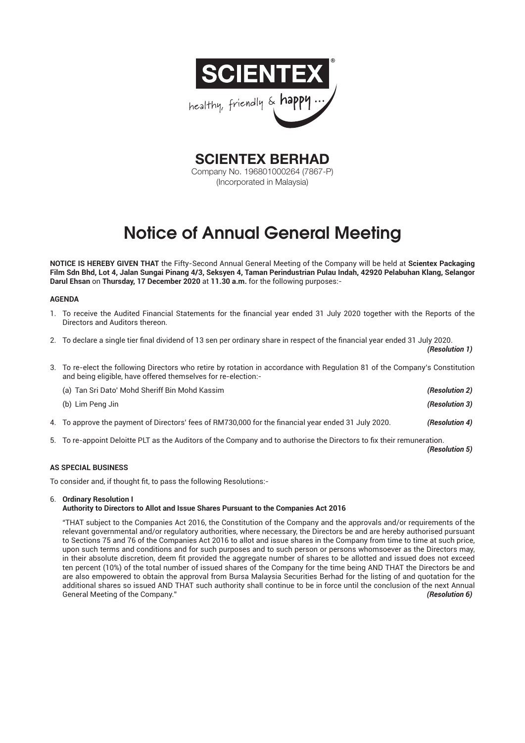# SCIENTEX BERHAD

Company No. 196801000264 (7867-P)
(Incorporated in Malaysia)

# Notice of Annual General Meeting

**NOTICE IS HEREBY GIVEN THAT** the Fifty-Second Annual General Meeting of the Company will be held at **Scientex Packaging Film Sdn Bhd, Lot 4, Jalan Sungai Pinang 4/3, Seksyen 4, Taman Perindustrian Pulau Indah, 42920 Pelabuhan Klang, Selangor Darul Ehsan** on **Thursday, 17 December 2020** at **11.30 a.m.** for the following purposes:-

**AGENDA**

1. To receive the Audited Financial Statements for the financial year ended 31 July 2020 together with the Reports of the Directors and Auditors thereon.

2. To declare a single tier final dividend of 13 sen per ordinary share in respect of the financial year ended 31 July 2020. ***(Resolution 1)***

3. To re-elect the following Directors who retire by rotation in accordance with Regulation 81 of the Company's Constitution and being eligible, have offered themselves for re-election:-

   (a) Tan Sri Dato' Mohd Sheriff Bin Mohd Kassim ***(Resolution 2)***

   (b) Lim Peng Jin ***(Resolution 3)***

4. To approve the payment of Directors' fees of RM730,000 for the financial year ended 31 July 2020. ***(Resolution 4)***

5. To re-appoint Deloitte PLT as the Auditors of the Company and to authorise the Directors to fix their remuneration. ***(Resolution 5)***

**AS SPECIAL BUSINESS**

To consider and, if thought fit, to pass the following Resolutions:-

6. **Ordinary Resolution I**
   **Authority to Directors to Allot and Issue Shares Pursuant to the Companies Act 2016**

   "THAT subject to the Companies Act 2016, the Constitution of the Company and the approvals and/or requirements of the relevant governmental and/or regulatory authorities, where necessary, the Directors be and are hereby authorised pursuant to Sections 75 and 76 of the Companies Act 2016 to allot and issue shares in the Company from time to time at such price, upon such terms and conditions and for such purposes and to such person or persons whomsoever as the Directors may, in their absolute discretion, deem fit provided the aggregate number of shares to be allotted and issued does not exceed ten percent (10%) of the total number of issued shares of the Company for the time being AND THAT the Directors be and are also empowered to obtain the approval from Bursa Malaysia Securities Berhad for the listing of and quotation for the additional shares so issued AND THAT such authority shall continue to be in force until the conclusion of the next Annual General Meeting of the Company." ***(Resolution 6)***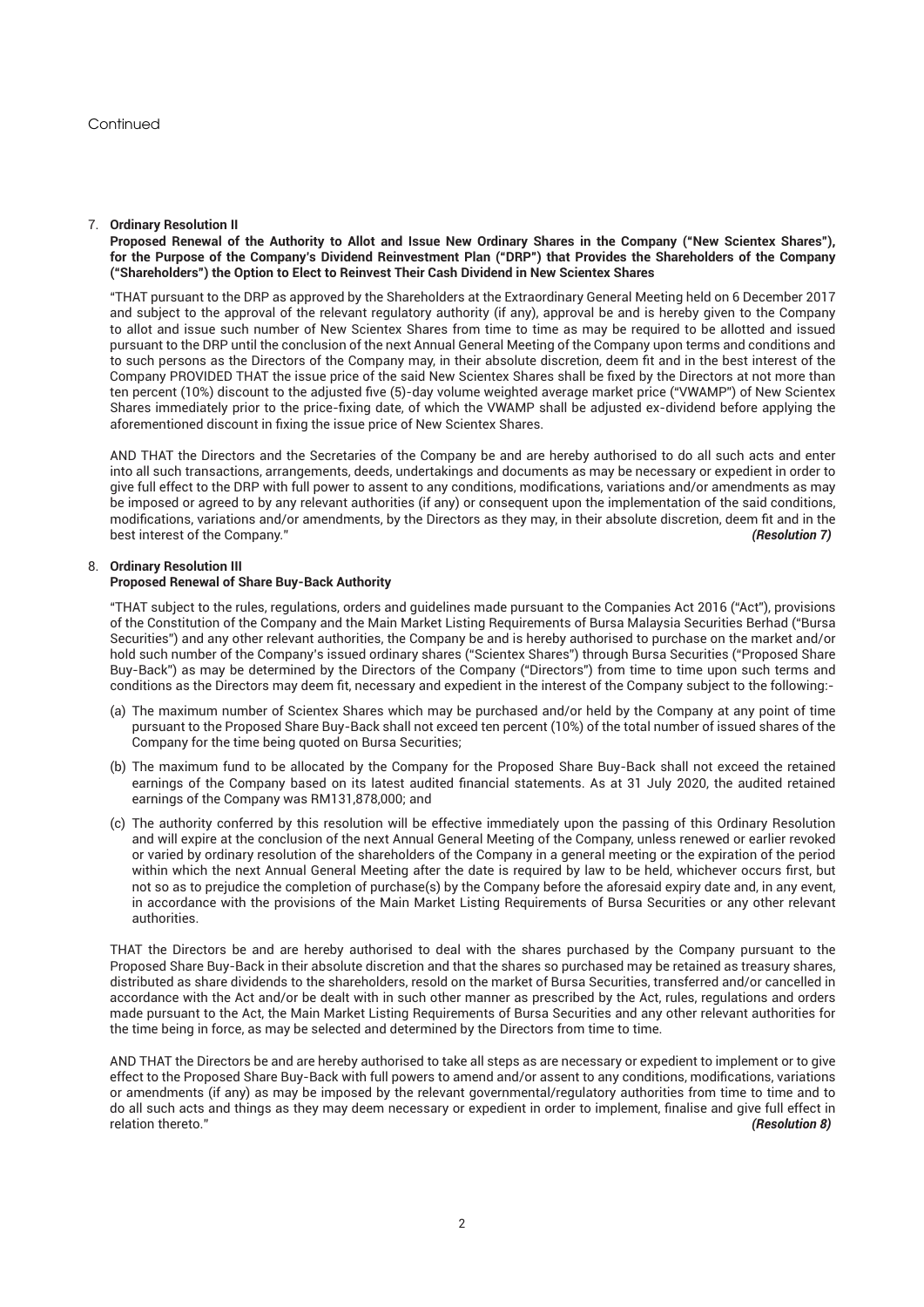Continued

7. **Ordinary Resolution II**
   **Proposed Renewal of the Authority to Allot and Issue New Ordinary Shares in the Company ("New Scientex Shares"), for the Purpose of the Company's Dividend Reinvestment Plan ("DRP") that Provides the Shareholders of the Company ("Shareholders") the Option to Elect to Reinvest Their Cash Dividend in New Scientex Shares**

   "THAT pursuant to the DRP as approved by the Shareholders at the Extraordinary General Meeting held on 6 December 2017 and subject to the approval of the relevant regulatory authority (if any), approval be and is hereby given to the Company to allot and issue such number of New Scientex Shares from time to time as may be required to be allotted and issued pursuant to the DRP until the conclusion of the next Annual General Meeting of the Company upon terms and conditions and to such persons as the Directors of the Company may, in their absolute discretion, deem fit and in the best interest of the Company PROVIDED THAT the issue price of the said New Scientex Shares shall be fixed by the Directors at not more than ten percent (10%) discount to the adjusted five (5)-day volume weighted average market price ("VWAMP") of New Scientex Shares immediately prior to the price-fixing date, of which the VWAMP shall be adjusted ex-dividend before applying the aforementioned discount in fixing the issue price of New Scientex Shares.

   AND THAT the Directors and the Secretaries of the Company be and are hereby authorised to do all such acts and enter into all such transactions, arrangements, deeds, undertakings and documents as may be necessary or expedient in order to give full effect to the DRP with full power to assent to any conditions, modifications, variations and/or amendments as may be imposed or agreed to by any relevant authorities (if any) or consequent upon the implementation of the said conditions, modifications, variations and/or amendments, by the Directors as they may, in their absolute discretion, deem fit and in the best interest of the Company." ***(Resolution 7)***

8. **Ordinary Resolution III**
   **Proposed Renewal of Share Buy-Back Authority**

   "THAT subject to the rules, regulations, orders and guidelines made pursuant to the Companies Act 2016 ("Act"), provisions of the Constitution of the Company and the Main Market Listing Requirements of Bursa Malaysia Securities Berhad ("Bursa Securities") and any other relevant authorities, the Company be and is hereby authorised to purchase on the market and/or hold such number of the Company's issued ordinary shares ("Scientex Shares") through Bursa Securities ("Proposed Share Buy-Back") as may be determined by the Directors of the Company ("Directors") from time to time upon such terms and conditions as the Directors may deem fit, necessary and expedient in the interest of the Company subject to the following:-

   (a) The maximum number of Scientex Shares which may be purchased and/or held by the Company at any point of time pursuant to the Proposed Share Buy-Back shall not exceed ten percent (10%) of the total number of issued shares of the Company for the time being quoted on Bursa Securities;

   (b) The maximum fund to be allocated by the Company for the Proposed Share Buy-Back shall not exceed the retained earnings of the Company based on its latest audited financial statements. As at 31 July 2020, the audited retained earnings of the Company was RM131,878,000; and

   (c) The authority conferred by this resolution will be effective immediately upon the passing of this Ordinary Resolution and will expire at the conclusion of the next Annual General Meeting of the Company, unless renewed or earlier revoked or varied by ordinary resolution of the shareholders of the Company in a general meeting or the expiration of the period within which the next Annual General Meeting after the date is required by law to be held, whichever occurs first, but not so as to prejudice the completion of purchase(s) by the Company before the aforesaid expiry date and, in any event, in accordance with the provisions of the Main Market Listing Requirements of Bursa Securities or any other relevant authorities.

   THAT the Directors be and are hereby authorised to deal with the shares purchased by the Company pursuant to the Proposed Share Buy-Back in their absolute discretion and that the shares so purchased may be retained as treasury shares, distributed as share dividends to the shareholders, resold on the market of Bursa Securities, transferred and/or cancelled in accordance with the Act and/or be dealt with in such other manner as prescribed by the Act, rules, regulations and orders made pursuant to the Act, the Main Market Listing Requirements of Bursa Securities and any other relevant authorities for the time being in force, as may be selected and determined by the Directors from time to time.

   AND THAT the Directors be and are hereby authorised to take all steps as are necessary or expedient to implement or to give effect to the Proposed Share Buy-Back with full powers to amend and/or assent to any conditions, modifications, variations or amendments (if any) as may be imposed by the relevant governmental/regulatory authorities from time to time and to do all such acts and things as they may deem necessary or expedient in order to implement, finalise and give full effect in relation thereto." ***(Resolution 8)***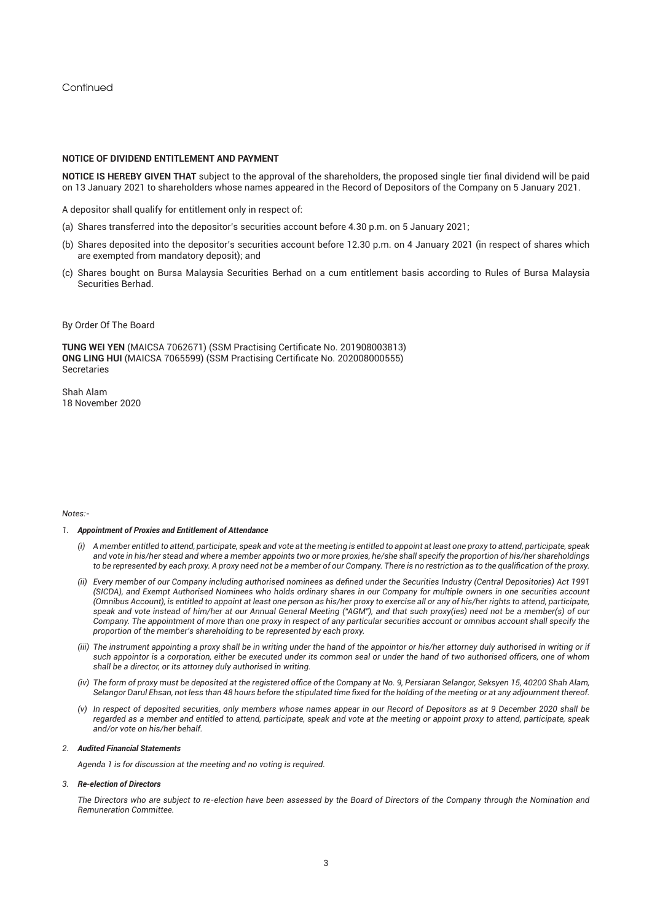Continued

**NOTICE OF DIVIDEND ENTITLEMENT AND PAYMENT**

**NOTICE IS HEREBY GIVEN THAT** subject to the approval of the shareholders, the proposed single tier final dividend will be paid on 13 January 2021 to shareholders whose names appeared in the Record of Depositors of the Company on 5 January 2021.

A depositor shall qualify for entitlement only in respect of:

(a) Shares transferred into the depositor's securities account before 4.30 p.m. on 5 January 2021;

(b) Shares deposited into the depositor's securities account before 12.30 p.m. on 4 January 2021 (in respect of shares which are exempted from mandatory deposit); and

(c) Shares bought on Bursa Malaysia Securities Berhad on a cum entitlement basis according to Rules of Bursa Malaysia Securities Berhad.

By Order Of The Board

**TUNG WEI YEN** (MAICSA 7062671) (SSM Practising Certificate No. 201908003813)
**ONG LING HUI** (MAICSA 7065599) (SSM Practising Certificate No. 202008000555)
Secretaries

Shah Alam
18 November 2020

*Notes:-*

1. ***Appointment of Proxies and Entitlement of Attendance***

   *(i) A member entitled to attend, participate, speak and vote at the meeting is entitled to appoint at least one proxy to attend, participate, speak and vote in his/her stead and where a member appoints two or more proxies, he/she shall specify the proportion of his/her shareholdings to be represented by each proxy. A proxy need not be a member of our Company. There is no restriction as to the qualification of the proxy.*

   *(ii) Every member of our Company including authorised nominees as defined under the Securities Industry (Central Depositories) Act 1991 (SICDA), and Exempt Authorised Nominees who holds ordinary shares in our Company for multiple owners in one securities account (Omnibus Account), is entitled to appoint at least one person as his/her proxy to exercise all or any of his/her rights to attend, participate, speak and vote instead of him/her at our Annual General Meeting ("AGM"), and that such proxy(ies) need not be a member(s) of our Company. The appointment of more than one proxy in respect of any particular securities account or omnibus account shall specify the proportion of the member's shareholding to be represented by each proxy.*

   *(iii) The instrument appointing a proxy shall be in writing under the hand of the appointor or his/her attorney duly authorised in writing or if such appointor is a corporation, either be executed under its common seal or under the hand of two authorised officers, one of whom shall be a director, or its attorney duly authorised in writing.*

   *(iv) The form of proxy must be deposited at the registered office of the Company at No. 9, Persiaran Selangor, Seksyen 15, 40200 Shah Alam, Selangor Darul Ehsan, not less than 48 hours before the stipulated time fixed for the holding of the meeting or at any adjournment thereof.*

   *(v) In respect of deposited securities, only members whose names appear in our Record of Depositors as at 9 December 2020 shall be regarded as a member and entitled to attend, participate, speak and vote at the meeting or appoint proxy to attend, participate, speak and/or vote on his/her behalf.*

2. ***Audited Financial Statements***

   *Agenda 1 is for discussion at the meeting and no voting is required.*

3. ***Re-election of Directors***

   *The Directors who are subject to re-election have been assessed by the Board of Directors of the Company through the Nomination and Remuneration Committee.*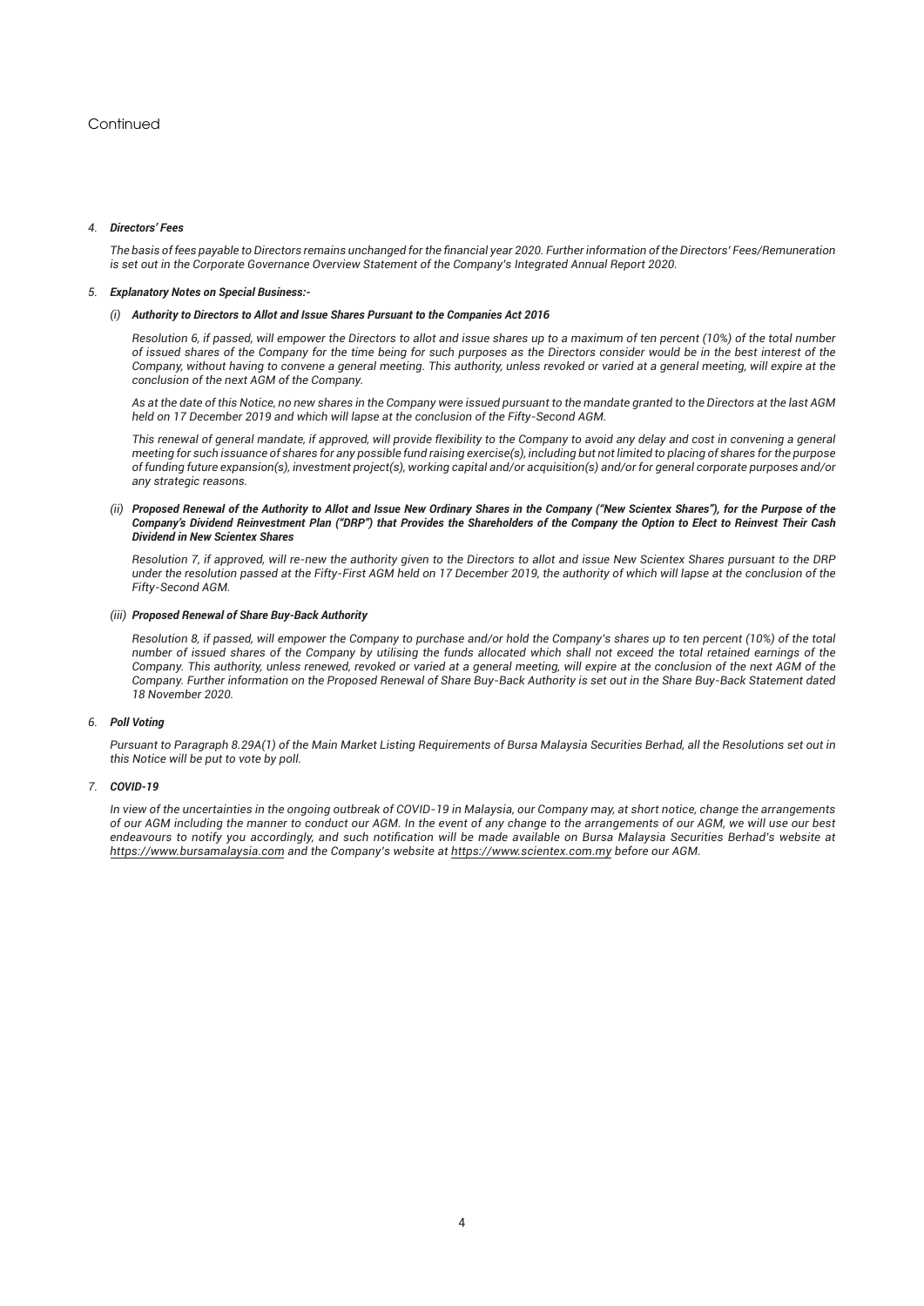Continued

*4.* ***Directors' Fees***

*The basis of fees payable to Directors remains unchanged for the financial year 2020. Further information of the Directors' Fees/Remuneration is set out in the Corporate Governance Overview Statement of the Company's Integrated Annual Report 2020.*

*5.* ***Explanatory Notes on Special Business:-***

*(i)* ***Authority to Directors to Allot and Issue Shares Pursuant to the Companies Act 2016***

*Resolution 6, if passed, will empower the Directors to allot and issue shares up to a maximum of ten percent (10%) of the total number of issued shares of the Company for the time being for such purposes as the Directors consider would be in the best interest of the Company, without having to convene a general meeting. This authority, unless revoked or varied at a general meeting, will expire at the conclusion of the next AGM of the Company.*

*As at the date of this Notice, no new shares in the Company were issued pursuant to the mandate granted to the Directors at the last AGM held on 17 December 2019 and which will lapse at the conclusion of the Fifty-Second AGM.*

*This renewal of general mandate, if approved, will provide flexibility to the Company to avoid any delay and cost in convening a general meeting for such issuance of shares for any possible fund raising exercise(s), including but not limited to placing of shares for the purpose of funding future expansion(s), investment project(s), working capital and/or acquisition(s) and/or for general corporate purposes and/or any strategic reasons.*

*(ii)* ***Proposed Renewal of the Authority to Allot and Issue New Ordinary Shares in the Company ("New Scientex Shares"), for the Purpose of the Company's Dividend Reinvestment Plan ("DRP") that Provides the Shareholders of the Company the Option to Elect to Reinvest Their Cash Dividend in New Scientex Shares***

*Resolution 7, if approved, will re-new the authority given to the Directors to allot and issue New Scientex Shares pursuant to the DRP under the resolution passed at the Fifty-First AGM held on 17 December 2019, the authority of which will lapse at the conclusion of the Fifty-Second AGM.*

*(iii)* ***Proposed Renewal of Share Buy-Back Authority***

*Resolution 8, if passed, will empower the Company to purchase and/or hold the Company's shares up to ten percent (10%) of the total number of issued shares of the Company by utilising the funds allocated which shall not exceed the total retained earnings of the Company. This authority, unless renewed, revoked or varied at a general meeting, will expire at the conclusion of the next AGM of the Company. Further information on the Proposed Renewal of Share Buy-Back Authority is set out in the Share Buy-Back Statement dated 18 November 2020.*

*6.* ***Poll Voting***

*Pursuant to Paragraph 8.29A(1) of the Main Market Listing Requirements of Bursa Malaysia Securities Berhad, all the Resolutions set out in this Notice will be put to vote by poll.*

*7.* ***COVID-19***

*In view of the uncertainties in the ongoing outbreak of COVID-19 in Malaysia, our Company may, at short notice, change the arrangements of our AGM including the manner to conduct our AGM. In the event of any change to the arrangements of our AGM, we will use our best endeavours to notify you accordingly, and such notification will be made available on Bursa Malaysia Securities Berhad's website at https://www.bursamalaysia.com and the Company's website at https://www.scientex.com.my before our AGM.*